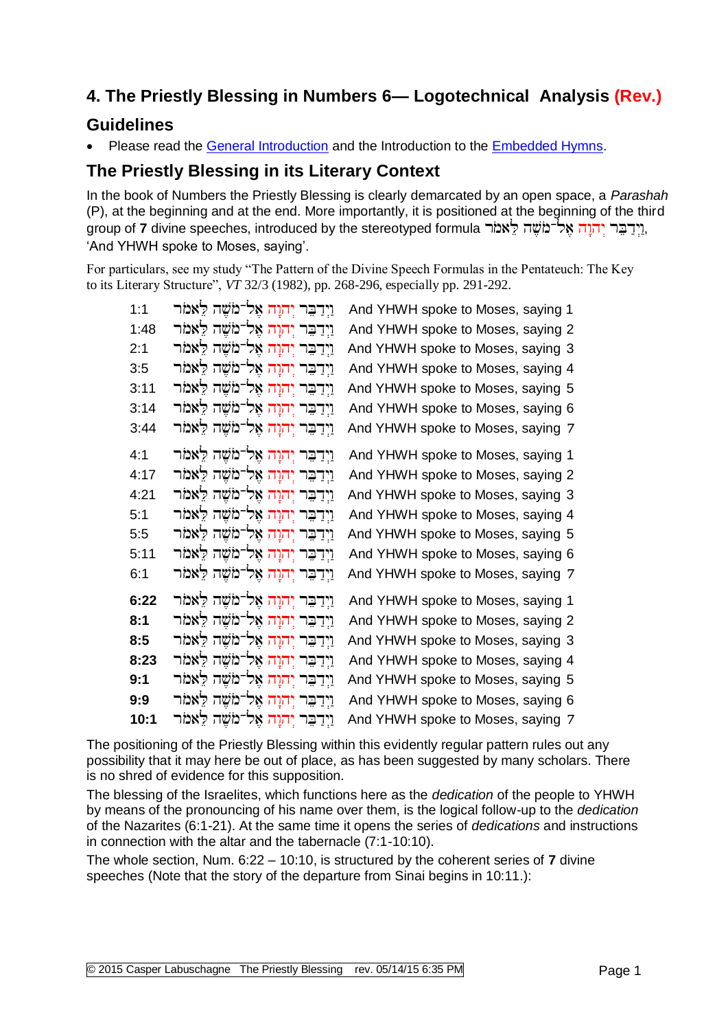## 4. The Priestly Blessing in Numbers 6— Logotechnical Analysis (Rev.)

### Guidelines

- Please read the General Introduction and the Introduction to the Embedded Hymns.

### The Priestly Blessing in its Literary Context

In the book of Numbers the Priestly Blessing is clearly demarcated by an open space, a *Parashah* (P), at the beginning and at the end. More importantly, it is positioned at the beginning of the third group of **7** divine speeches, introduced by the stereotyped formula וַיְדַבֵּר יְהוָה אֶל־מֹשֶׁה לֵּאמֹר, 'And YHWH spoke to Moses, saying'.

For particulars, see my study "The Pattern of the Divine Speech Formulas in the Pentateuch: The Key to its Literary Structure", *VT* 32/3 (1982), pp. 268-296, especially pp. 291-292.

| | | | |
|---|---|---|---|
| 1:1 | וַיְדַבֵּר יְהוָה אֶל־מֹשֶׁה לֵּאמֹר | And YHWH spoke to Moses, saying | 1 |
| 1:48 | וַיְדַבֵּר יְהוָה אֶל־מֹשֶׁה לֵּאמֹר | And YHWH spoke to Moses, saying | 2 |
| 2:1 | וַיְדַבֵּר יְהוָה אֶל־מֹשֶׁה לֵּאמֹר | And YHWH spoke to Moses, saying | 3 |
| 3:5 | וַיְדַבֵּר יְהוָה אֶל־מֹשֶׁה לֵּאמֹר | And YHWH spoke to Moses, saying | 4 |
| 3:11 | וַיְדַבֵּר יְהוָה אֶל־מֹשֶׁה לֵּאמֹר | And YHWH spoke to Moses, saying | 5 |
| 3:14 | וַיְדַבֵּר יְהוָה אֶל־מֹשֶׁה לֵּאמֹר | And YHWH spoke to Moses, saying | 6 |
| 3:44 | וַיְדַבֵּר יְהוָה אֶל־מֹשֶׁה לֵּאמֹר | And YHWH spoke to Moses, saying | 7 |
| 4:1 | וַיְדַבֵּר יְהוָה אֶל־מֹשֶׁה לֵּאמֹר | And YHWH spoke to Moses, saying | 1 |
| 4:17 | וַיְדַבֵּר יְהוָה אֶל־מֹשֶׁה לֵּאמֹר | And YHWH spoke to Moses, saying | 2 |
| 4:21 | וַיְדַבֵּר יְהוָה אֶל־מֹשֶׁה לֵּאמֹר | And YHWH spoke to Moses, saying | 3 |
| 5:1 | וַיְדַבֵּר יְהוָה אֶל־מֹשֶׁה לֵּאמֹר | And YHWH spoke to Moses, saying | 4 |
| 5:5 | וַיְדַבֵּר יְהוָה אֶל־מֹשֶׁה לֵּאמֹר | And YHWH spoke to Moses, saying | 5 |
| 5:11 | וַיְדַבֵּר יְהוָה אֶל־מֹשֶׁה לֵּאמֹר | And YHWH spoke to Moses, saying | 6 |
| 6:1 | וַיְדַבֵּר יְהוָה אֶל־מֹשֶׁה לֵּאמֹר | And YHWH spoke to Moses, saying | 7 |
| **6:22** | וַיְדַבֵּר יְהוָה אֶל־מֹשֶׁה לֵּאמֹר | And YHWH spoke to Moses, saying | 1 |
| **8:1** | וַיְדַבֵּר יְהוָה אֶל־מֹשֶׁה לֵּאמֹר | And YHWH spoke to Moses, saying | 2 |
| **8:5** | וַיְדַבֵּר יְהוָה אֶל־מֹשֶׁה לֵּאמֹר | And YHWH spoke to Moses, saying | 3 |
| **8:23** | וַיְדַבֵּר יְהוָה אֶל־מֹשֶׁה לֵּאמֹר | And YHWH spoke to Moses, saying | 4 |
| **9:1** | וַיְדַבֵּר יְהוָה אֶל־מֹשֶׁה לֵּאמֹר | And YHWH spoke to Moses, saying | 5 |
| **9:9** | וַיְדַבֵּר יְהוָה אֶל־מֹשֶׁה לֵּאמֹר | And YHWH spoke to Moses, saying | 6 |
| **10:1** | וַיְדַבֵּר יְהוָה אֶל־מֹשֶׁה לֵּאמֹר | And YHWH spoke to Moses, saying | 7 |

The positioning of the Priestly Blessing within this evidently regular pattern rules out any possibility that it may here be out of place, as has been suggested by many scholars. There is no shred of evidence for this supposition.

The blessing of the Israelites, which functions here as the *dedication* of the people to YHWH by means of the pronouncing of his name over them, is the logical follow-up to the *dedication* of the Nazarites (6:1-21). At the same time it opens the series of *dedications* and instructions in connection with the altar and the tabernacle (7:1-10:10).

The whole section, Num. 6:22 – 10:10, is structured by the coherent series of **7** divine speeches (Note that the story of the departure from Sinai begins in 10:11.):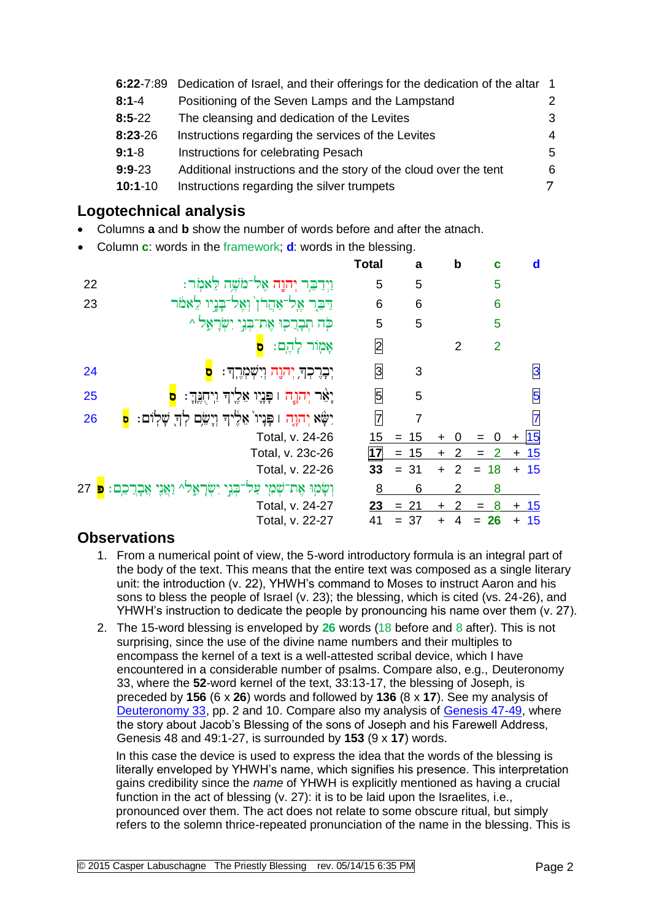| | | |
|---|---|---|
| **6:22**-7:89 | Dedication of Israel, and their offerings for the dedication of the altar | 1 |
| **8:1**-4 | Positioning of the Seven Lamps and the Lampstand | 2 |
| **8:5**-22 | The cleansing and dedication of the Levites | 3 |
| **8:23**-26 | Instructions regarding the services of the Levites | 4 |
| **9:1**-8 | Instructions for celebrating Pesach | 5 |
| **9:9**-23 | Additional instructions and the story of the cloud over the tent | 6 |
| **10:1**-10 | Instructions regarding the silver trumpets | 7 |

## Logotechnical analysis

- Columns **a** and **b** show the number of words before and after the atnach.
- Column **c**: words in the framework; **d**: words in the blessing.

| | | Total | a | b | c | d |
|---|---|---|---|---|---|---|
| 22 | וַיְדַבֵּר יְהוָה אֶל־מֹשֶׁה לֵּאמֹר׃ | 5 | 5 | | 5 | |
| 23 | דַּבֵּר אֶל־אַהֲרֹן וְאֶל־בָּנָיו לֵאמֹר | 6 | 6 | | 6 | |
| | כֹּה תְבָרְכוּ אֶת־בְּנֵי יִשְׂרָאֵל ^ | 5 | 5 | | 5 | |
| | אָמוֹר לָהֶם׃ ס | 2 | | 2 | 2 | |
| 24 | יְבָרֶכְךָ יְהוָה וְיִשְׁמְרֶךָ׃ ס | 3 | 3 | | | 3 |
| 25 | יָאֵר יְהוָה ׀ פָּנָיו אֵלֶיךָ וִיחֻנֶּךָּ׃ ס | 5 | 5 | | | 5 |
| 26 | יִשָּׂא יְהוָה ׀ פָּנָיו אֵלֶיךָ וְיָשֵׂם לְךָ שָׁלוֹם׃ ס | 7 | 7 | | | 7 |
| | Total, v. 24-26 | 15 | = 15 | + 0 | = 0 | + 15 |
| | Total, v. 23c-26 | **17** | = 15 | + 2 | = 2 | + 15 |
| | Total, v. 22-26 | **33** | = 31 | + 2 | = 18 | + 15 |
| 27 | וְשָׂמוּ אֶת־שְׁמִי עַל־בְּנֵי יִשְׂרָאֵל ^ וַאֲנִי אֲבָרְכֵם׃ פ | 8 | 6 | 2 | 8 | |
| | Total, v. 24-27 | **23** | = 21 | + 2 | = 8 | + 15 |
| | Total, v. 22-27 | 41 | = 37 | + 4 | = **26** | + 15 |

## Observations

1. From a numerical point of view, the 5-word introductory formula is an integral part of the body of the text. This means that the entire text was composed as a single literary unit: the introduction (v. 22), YHWH's command to Moses to instruct Aaron and his sons to bless the people of Israel (v. 23); the blessing, which is cited (vs. 24-26), and YHWH's instruction to dedicate the people by pronouncing his name over them (v. 27).

2. The 15-word blessing is enveloped by **26** words (18 before and 8 after). This is not surprising, since the use of the divine name numbers and their multiples to encompass the kernel of a text is a well-attested scribal device, which I have encountered in a considerable number of psalms. Compare also, e.g., Deuteronomy 33, where the **52**-word kernel of the text, 33:13-17, the blessing of Joseph, is preceded by **156** (6 x **26**) words and followed by **136** (8 x **17**). See my analysis of Deuteronomy 33, pp. 2 and 10. Compare also my analysis of Genesis 47-49, where the story about Jacob's Blessing of the sons of Joseph and his Farewell Address, Genesis 48 and 49:1-27, is surrounded by **153** (9 x **17**) words.

   In this case the device is used to express the idea that the words of the blessing is literally enveloped by YHWH's name, which signifies his presence. This interpretation gains credibility since the *name* of YHWH is explicitly mentioned as having a crucial function in the act of blessing (v. 27): it is to be laid upon the Israelites, i.e., pronounced over them. The act does not relate to some obscure ritual, but simply refers to the solemn thrice-repeated pronunciation of the name in the blessing. This is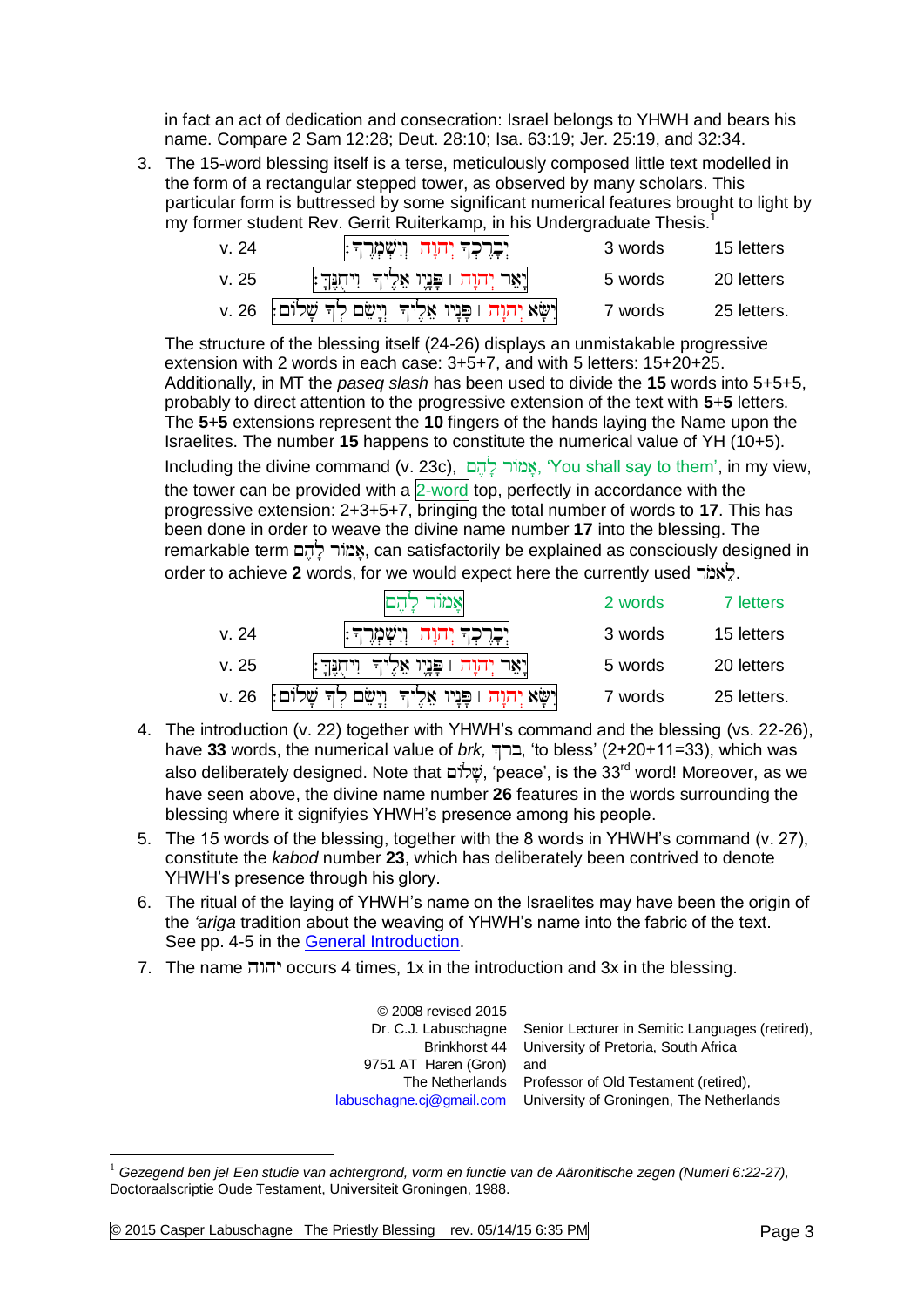in fact an act of dedication and consecration: Israel belongs to YHWH and bears his name. Compare 2 Sam 12:28; Deut. 28:10; Isa. 63:19; Jer. 25:19, and 32:34.

3. The 15-word blessing itself is a terse, meticulously composed little text modelled in the form of a rectangular stepped tower, as observed by many scholars. This particular form is buttressed by some significant numerical features brought to light by my former student Rev. Gerrit Ruiterkamp, in his Undergraduate Thesis.[1]

| | | | |
|---|---|---|---|
| v. 24 | יְבָרֶכְךָ יְהוָה וְיִשְׁמְרֶךָ׃ | 3 words | 15 letters |
| v. 25 | יָאֵר יְהוָה ׀ פָּנָיו אֵלֶיךָ וִיחֻנֶּךָּ׃ | 5 words | 20 letters |
| v. 26 | יִשָּׂא יְהוָה ׀ פָּנָיו אֵלֶיךָ וְיָשֵׂם לְךָ שָׁלוֹם׃ | 7 words | 25 letters. |

The structure of the blessing itself (24-26) displays an unmistakable progressive extension with 2 words in each case: 3+5+7, and with 5 letters: 15+20+25. Additionally, in MT the *paseq slash* has been used to divide the **15** words into 5+5+5, probably to direct attention to the progressive extension of the text with **5**+**5** letters. The **5**+**5** extensions represent the **10** fingers of the hands laying the Name upon the Israelites. The number **15** happens to constitute the numerical value of YH (10+5). Including the divine command (v. 23c), אָמוֹר לָהֶם, 'You shall say to them', in my view, the tower can be provided with a 2-word top, perfectly in accordance with the progressive extension: 2+3+5+7, bringing the total number of words to **17**. This has been done in order to weave the divine name number **17** into the blessing. The remarkable term אָמוֹר לָהֶם, can satisfactorily be explained as consciously designed in order to achieve **2** words, for we would expect here the currently used לֵאמֹר.

| | | | |
|---|---|---|---|
| | אָמוֹר לָהֶם | 2 words | 7 letters |
| v. 24 | יְבָרֶכְךָ יְהוָה וְיִשְׁמְרֶךָ׃ | 3 words | 15 letters |
| v. 25 | יָאֵר יְהוָה ׀ פָּנָיו אֵלֶיךָ וִיחֻנֶּךָּ׃ | 5 words | 20 letters |
| v. 26 | יִשָּׂא יְהוָה ׀ פָּנָיו אֵלֶיךָ וְיָשֵׂם לְךָ שָׁלוֹם׃ | 7 words | 25 letters. |

4. The introduction (v. 22) together with YHWH's command and the blessing (vs. 22-26), have **33** words, the numerical value of *brk,* ברך, 'to bless' (2+20+11=33), which was also deliberately designed. Note that שָׁלוֹם, 'peace', is the 33rd word! Moreover, as we have seen above, the divine name number **26** features in the words surrounding the blessing where it signifyies YHWH's presence among his people.

5. The 15 words of the blessing, together with the 8 words in YHWH's command (v. 27), constitute the *kabod* number **23**, which has deliberately been contrived to denote YHWH's presence through his glory.

6. The ritual of the laying of YHWH's name on the Israelites may have been the origin of the *'ariga* tradition about the weaving of YHWH's name into the fabric of the text. See pp. 4-5 in the General Introduction.

7. The name יהוה occurs 4 times, 1x in the introduction and 3x in the blessing.

© 2008 revised 2015
Dr. C.J. Labuschagne
Brinkhorst 44
9751 AT Haren (Gron)
The Netherlands
labuschagne.cj@gmail.com

Senior Lecturer in Semitic Languages (retired),
University of Pretoria, South Africa
and
Professor of Old Testament (retired),
University of Groningen, The Netherlands

[1] *Gezegend ben je! Een studie van achtergrond, vorm en functie van de Aäronitische zegen (Numeri 6:22-27),* Doctoraalscriptie Oude Testament, Universiteit Groningen, 1988.